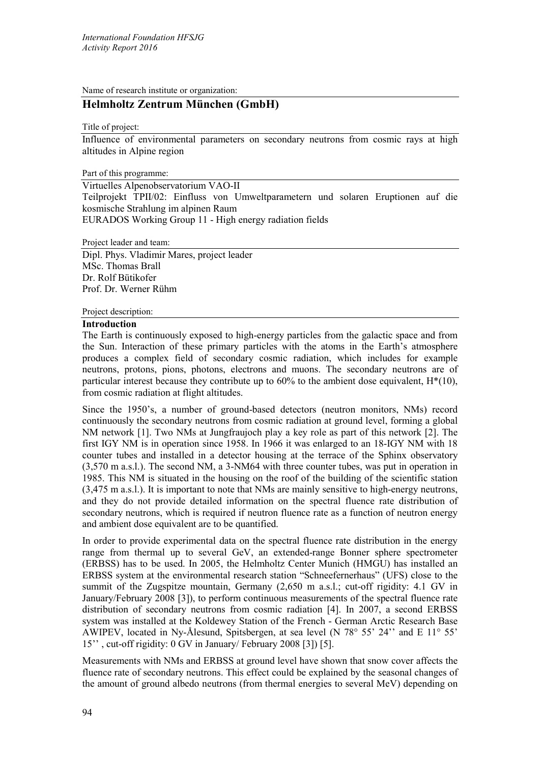Name of research institute or organization:

## Helmholtz Zentrum München (GmbH)

Title of project:

Influence of environmental parameters on secondary neutrons from cosmic rays at high altitudes in Alpine region

Part of this programme:

Virtuelles Alpenobservatorium VAO-II
Teilprojekt TPII/02: Einfluss von Umweltparametern und solaren Eruptionen auf die kosmische Strahlung im alpinen Raum
EURADOS Working Group 11 - High energy radiation fields

Project leader and team:

Dipl. Phys. Vladimir Mares, project leader
MSc. Thomas Brall
Dr. Rolf Bütikofer
Prof. Dr. Werner Rühm

Project description:

### Introduction

The Earth is continuously exposed to high-energy particles from the galactic space and from the Sun. Interaction of these primary particles with the atoms in the Earth's atmosphere produces a complex field of secondary cosmic radiation, which includes for example neutrons, protons, pions, photons, electrons and muons. The secondary neutrons are of particular interest because they contribute up to 60% to the ambient dose equivalent, $H^*(10)$, from cosmic radiation at flight altitudes.

Since the 1950's, a number of ground-based detectors (neutron monitors, NMs) record continuously the secondary neutrons from cosmic radiation at ground level, forming a global NM network [1]. Two NMs at Jungfraujoch play a key role as part of this network [2]. The first IGY NM is in operation since 1958. In 1966 it was enlarged to an 18-IGY NM with 18 counter tubes and installed in a detector housing at the terrace of the Sphinx observatory (3,570 m a.s.l.). The second NM, a 3-NM64 with three counter tubes, was put in operation in 1985. This NM is situated in the housing on the roof of the building of the scientific station (3,475 m a.s.l.). It is important to note that NMs are mainly sensitive to high-energy neutrons, and they do not provide detailed information on the spectral fluence rate distribution of secondary neutrons, which is required if neutron fluence rate as a function of neutron energy and ambient dose equivalent are to be quantified.

In order to provide experimental data on the spectral fluence rate distribution in the energy range from thermal up to several GeV, an extended-range Bonner sphere spectrometer (ERBSS) has to be used. In 2005, the Helmholtz Center Munich (HMGU) has installed an ERBSS system at the environmental research station "Schneefernerhaus" (UFS) close to the summit of the Zugspitze mountain, Germany (2,650 m a.s.l.; cut-off rigidity: 4.1 GV in January/February 2008 [3]), to perform continuous measurements of the spectral fluence rate distribution of secondary neutrons from cosmic radiation [4]. In 2007, a second ERBSS system was installed at the Koldewey Station of the French - German Arctic Research Base AWIPEV, located in Ny-Ålesund, Spitsbergen, at sea level (N 78° 55' 24'' and E 11° 55' 15'' , cut-off rigidity: 0 GV in January/ February 2008 [3]) [5].

Measurements with NMs and ERBSS at ground level have shown that snow cover affects the fluence rate of secondary neutrons. This effect could be explained by the seasonal changes of the amount of ground albedo neutrons (from thermal energies to several MeV) depending on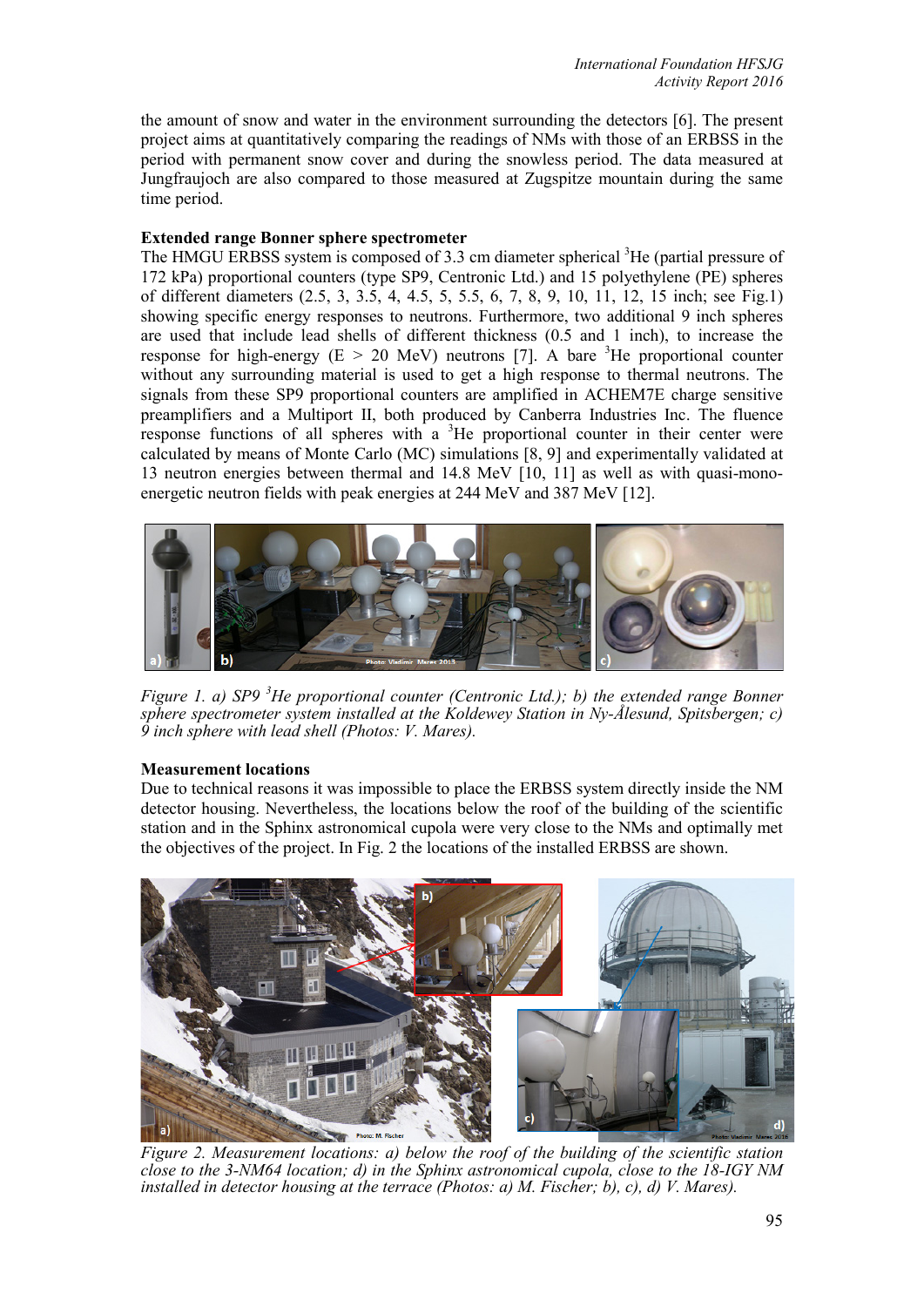the amount of snow and water in the environment surrounding the detectors [6]. The present project aims at quantitatively comparing the readings of NMs with those of an ERBSS in the period with permanent snow cover and during the snowless period. The data measured at Jungfraujoch are also compared to those measured at Zugspitze mountain during the same time period.

**Extended range Bonner sphere spectrometer**

The HMGU ERBSS system is composed of 3.3 cm diameter spherical $^3$He (partial pressure of 172 kPa) proportional counters (type SP9, Centronic Ltd.) and 15 polyethylene (PE) spheres of different diameters (2.5, 3, 3.5, 4, 4.5, 5, 5.5, 6, 7, 8, 9, 10, 11, 12, 15 inch; see Fig.1) showing specific energy responses to neutrons. Furthermore, two additional 9 inch spheres are used that include lead shells of different thickness (0.5 and 1 inch), to increase the response for high-energy (E > 20 MeV) neutrons [7]. A bare $^3$He proportional counter without any surrounding material is used to get a high response to thermal neutrons. The signals from these SP9 proportional counters are amplified in ACHEM7E charge sensitive preamplifiers and a Multiport II, both produced by Canberra Industries Inc. The fluence response functions of all spheres with a $^3$He proportional counter in their center were calculated by means of Monte Carlo (MC) simulations [8, 9] and experimentally validated at 13 neutron energies between thermal and 14.8 MeV [10, 11] as well as with quasi-mono-energetic neutron fields with peak energies at 244 MeV and 387 MeV [12].

*Figure 1. a) SP9 $^3$He proportional counter (Centronic Ltd.); b) the extended range Bonner sphere spectrometer system installed at the Koldewey Station in Ny-Ålesund, Spitsbergen; c) 9 inch sphere with lead shell (Photos: V. Mares).*

**Measurement locations**

Due to technical reasons it was impossible to place the ERBSS system directly inside the NM detector housing. Nevertheless, the locations below the roof of the building of the scientific station and in the Sphinx astronomical cupola were very close to the NMs and optimally met the objectives of the project. In Fig. 2 the locations of the installed ERBSS are shown.

*Figure 2. Measurement locations: a) below the roof of the building of the scientific station close to the 3-NM64 location; d) in the Sphinx astronomical cupola, close to the 18-IGY NM installed in detector housing at the terrace (Photos: a) M. Fischer; b), c), d) V. Mares).*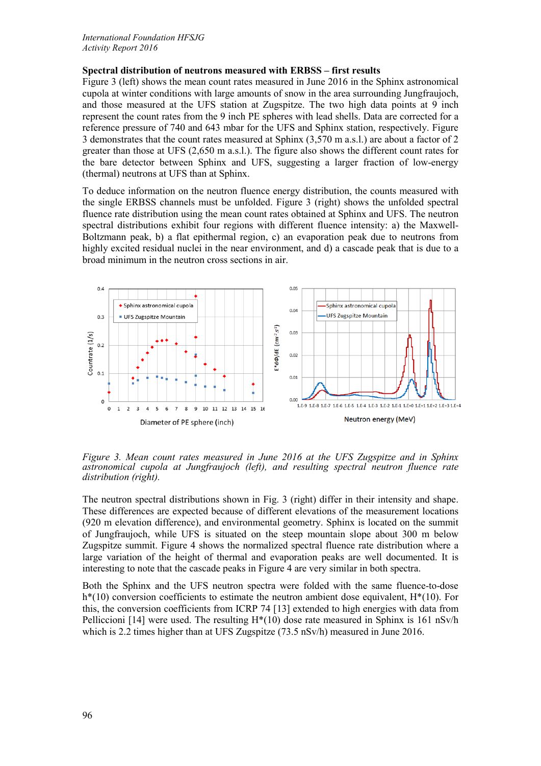## Spectral distribution of neutrons measured with ERBSS – first results

Figure 3 (left) shows the mean count rates measured in June 2016 in the Sphinx astronomical cupola at winter conditions with large amounts of snow in the area surrounding Jungfraujoch, and those measured at the UFS station at Zugspitze. The two high data points at 9 inch represent the count rates from the 9 inch PE spheres with lead shells. Data are corrected for a reference pressure of 740 and 643 mbar for the UFS and Sphinx station, respectively. Figure 3 demonstrates that the count rates measured at Sphinx (3,570 m a.s.l.) are about a factor of 2 greater than those at UFS (2,650 m a.s.l.). The figure also shows the different count rates for the bare detector between Sphinx and UFS, suggesting a larger fraction of low-energy (thermal) neutrons at UFS than at Sphinx.

To deduce information on the neutron fluence energy distribution, the counts measured with the single ERBSS channels must be unfolded. Figure 3 (right) shows the unfolded spectral fluence rate distribution using the mean count rates obtained at Sphinx and UFS. The neutron spectral distributions exhibit four regions with different fluence intensity: a) the Maxwell-Boltzmann peak, b) a flat epithermal region, c) an evaporation peak due to neutrons from highly excited residual nuclei in the near environment, and d) a cascade peak that is due to a broad minimum in the neutron cross sections in air.

*Figure 3. Mean count rates measured in June 2016 at the UFS Zugspitze and in Sphinx astronomical cupola at Jungfraujoch (left), and resulting spectral neutron fluence rate distribution (right).*

The neutron spectral distributions shown in Fig. 3 (right) differ in their intensity and shape. These differences are expected because of different elevations of the measurement locations (920 m elevation difference), and environmental geometry. Sphinx is located on the summit of Jungfraujoch, while UFS is situated on the steep mountain slope about 300 m below Zugspitze summit. Figure 4 shows the normalized spectral fluence rate distribution where a large variation of the height of thermal and evaporation peaks are well documented. It is interesting to note that the cascade peaks in Figure 4 are very similar in both spectra.

Both the Sphinx and the UFS neutron spectra were folded with the same fluence-to-dose h*(10) conversion coefficients to estimate the neutron ambient dose equivalent, H*(10). For this, the conversion coefficients from ICRP 74 [13] extended to high energies with data from Pelliccioni [14] were used. The resulting H*(10) dose rate measured in Sphinx is 161 nSv/h which is 2.2 times higher than at UFS Zugspitze (73.5 nSv/h) measured in June 2016.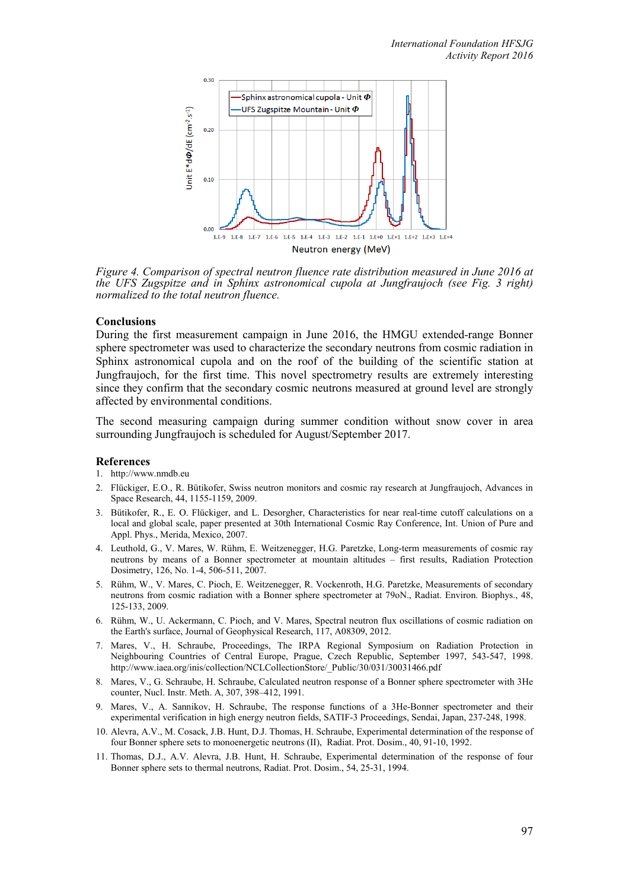*Figure 4. Comparison of spectral neutron fluence rate distribution measured in June 2016 at the UFS Zugspitze and in Sphinx astronomical cupola at Jungfraujoch (see Fig. 3 right) normalized to the total neutron fluence.*

## Conclusions

During the first measurement campaign in June 2016, the HMGU extended-range Bonner sphere spectrometer was used to characterize the secondary neutrons from cosmic radiation in Sphinx astronomical cupola and on the roof of the building of the scientific station at Jungfraujoch, for the first time. This novel spectrometry results are extremely interesting since they confirm that the secondary cosmic neutrons measured at ground level are strongly affected by environmental conditions.

The second measuring campaign during summer condition without snow cover in area surrounding Jungfraujoch is scheduled for August/September 2017.

## References

1. http://www.nmdb.eu
2. Flückiger, E.O., R. Bütikofer, Swiss neutron monitors and cosmic ray research at Jungfraujoch, Advances in Space Research, 44, 1155-1159, 2009.
3. Bütikofer, R., E. O. Flückiger, and L. Desorgher, Characteristics for near real-time cutoff calculations on a local and global scale, paper presented at 30th International Cosmic Ray Conference, Int. Union of Pure and Appl. Phys., Merida, Mexico, 2007.
4. Leuthold, G., V. Mares, W. Rühm, E. Weitzenegger, H.G. Paretzke, Long-term measurements of cosmic ray neutrons by means of a Bonner spectrometer at mountain altitudes – first results, Radiation Protection Dosimetry, 126, No. 1-4, 506-511, 2007.
5. Rühm, W., V. Mares, C. Pioch, E. Weitzenegger, R. Vockenroth, H.G. Paretzke, Measurements of secondary neutrons from cosmic radiation with a Bonner sphere spectrometer at 79oN., Radiat. Environ. Biophys., 48, 125-133, 2009.
6. Rühm, W., U. Ackermann, C. Pioch, and V. Mares, Spectral neutron flux oscillations of cosmic radiation on the Earth's surface, Journal of Geophysical Research, 117, A08309, 2012.
7. Mares, V., H. Schraube, Proceedings, The IRPA Regional Symposium on Radiation Protection in Neighbouring Countries of Central Europe, Prague, Czech Republic, September 1997, 543-547, 1998. http://www.iaea.org/inis/collection/NCLCollectionStore/_Public/30/031/30031466.pdf
8. Mares, V., G. Schraube, H. Schraube, Calculated neutron response of a Bonner sphere spectrometer with 3He counter, Nucl. Instr. Meth. A, 307, 398–412, 1991.
9. Mares, V., A. Sannikov, H. Schraube, The response functions of a 3He-Bonner spectrometer and their experimental verification in high energy neutron fields, SATIF-3 Proceedings, Sendai, Japan, 237-248, 1998.
10. Alevra, A.V., M. Cosack, J.B. Hunt, D.J. Thomas, H. Schraube, Experimental determination of the response of four Bonner sphere sets to monoenergetic neutrons (II), Radiat. Prot. Dosim., 40, 91-10, 1992.
11. Thomas, D.J., A.V. Alevra, J.B. Hunt, H. Schraube, Experimental determination of the response of four Bonner sphere sets to thermal neutrons, Radiat. Prot. Dosim., 54, 25-31, 1994.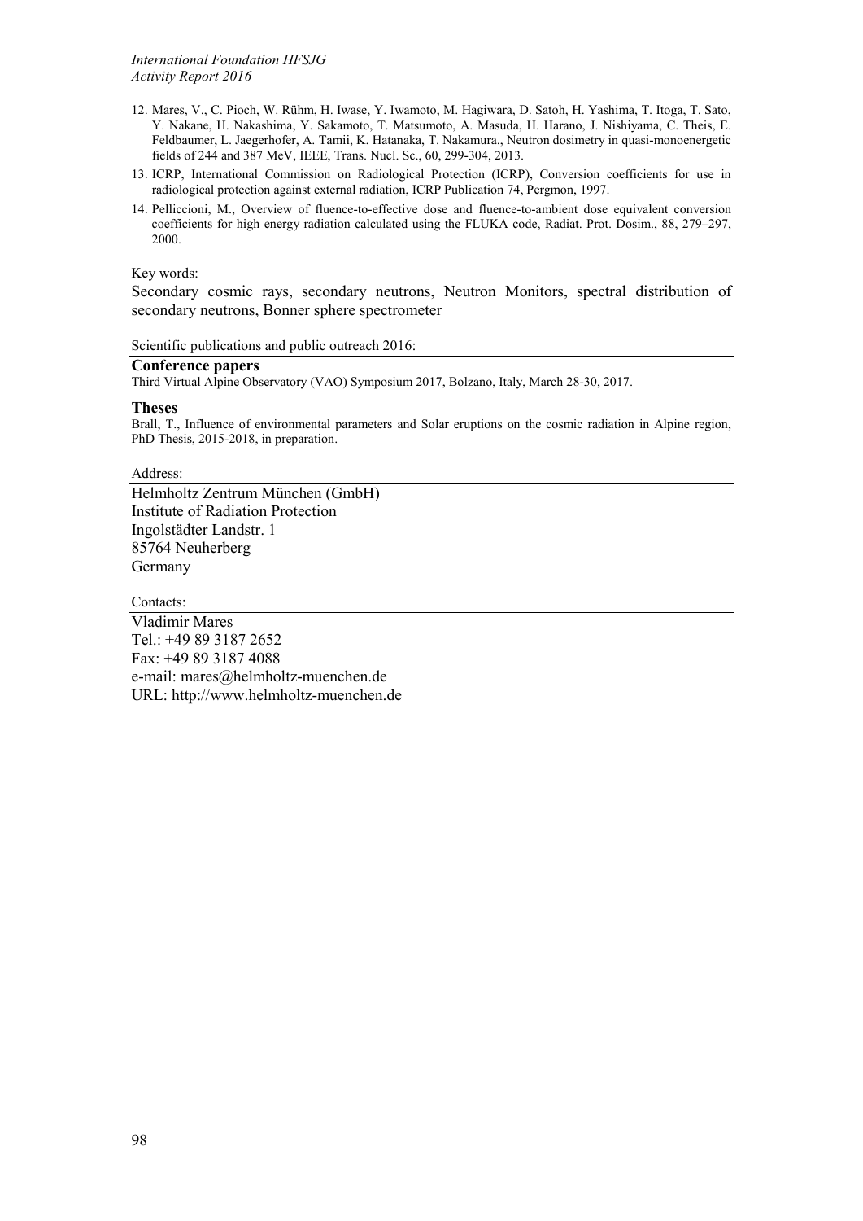12. Mares, V., C. Pioch, W. Rühm, H. Iwase, Y. Iwamoto, M. Hagiwara, D. Satoh, H. Yashima, T. Itoga, T. Sato, Y. Nakane, H. Nakashima, Y. Sakamoto, T. Matsumoto, A. Masuda, H. Harano, J. Nishiyama, C. Theis, E. Feldbaumer, L. Jaegerhofer, A. Tamii, K. Hatanaka, T. Nakamura., Neutron dosimetry in quasi-monoenergetic fields of 244 and 387 MeV, IEEE, Trans. Nucl. Sc., 60, 299-304, 2013.
13. ICRP, International Commission on Radiological Protection (ICRP), Conversion coefficients for use in radiological protection against external radiation, ICRP Publication 74, Pergmon, 1997.
14. Pelliccioni, M., Overview of fluence-to-effective dose and fluence-to-ambient dose equivalent conversion coefficients for high energy radiation calculated using the FLUKA code, Radiat. Prot. Dosim., 88, 279–297, 2000.

Key words:

Secondary cosmic rays, secondary neutrons, Neutron Monitors, spectral distribution of secondary neutrons, Bonner sphere spectrometer

Scientific publications and public outreach 2016:

**Conference papers**

Third Virtual Alpine Observatory (VAO) Symposium 2017, Bolzano, Italy, March 28-30, 2017.

**Theses**

Brall, T., Influence of environmental parameters and Solar eruptions on the cosmic radiation in Alpine region, PhD Thesis, 2015-2018, in preparation.

Address:

Helmholtz Zentrum München (GmbH)
Institute of Radiation Protection
Ingolstädter Landstr. 1
85764 Neuherberg
Germany

Contacts:

Vladimir Mares
Tel.: +49 89 3187 2652
Fax: +49 89 3187 4088
e-mail: mares@helmholtz-muenchen.de
URL: http://www.helmholtz-muenchen.de